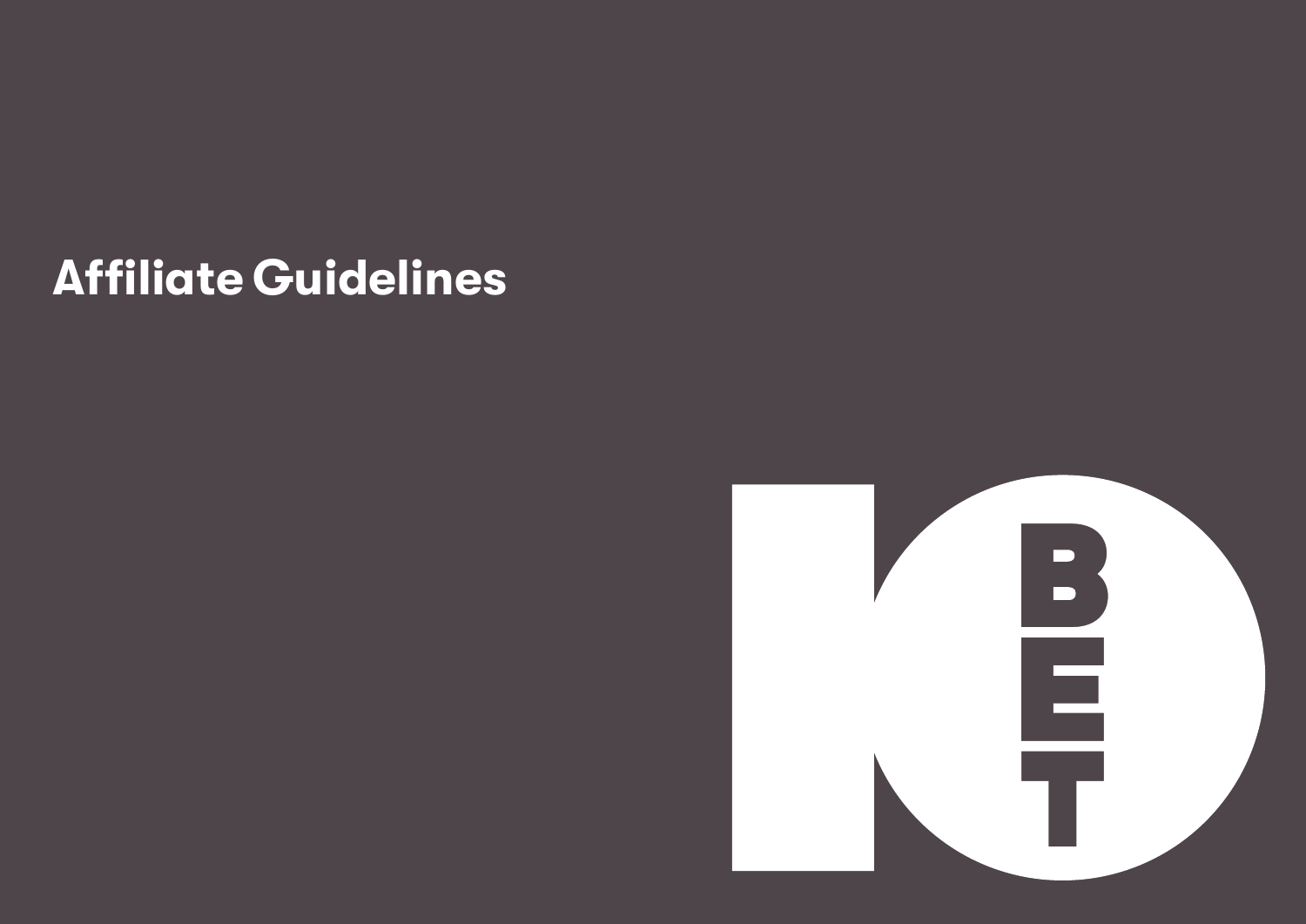# Affiliate Guidelines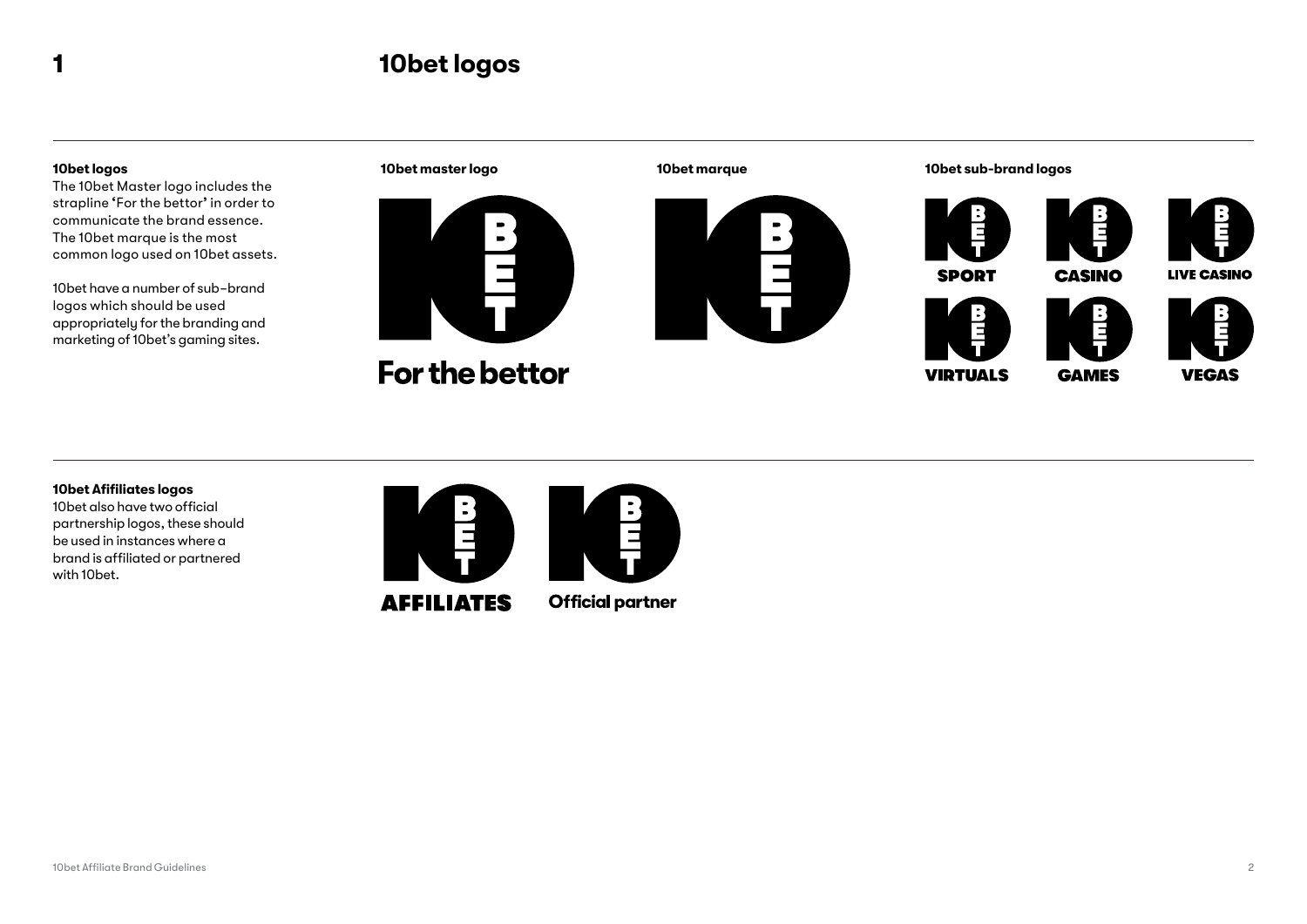# 1 10bet logos

**10bet logos**

The 10bet Master logo includes the strapline 'For the bettor' in order to communicate the brand essence. The 10bet marque is the most common logo used on 10bet assets.

10bet have a number of sub-brand logos which should be used appropriately for the branding and marketing of 10bet's gaming sites.

**10bet master logo**

For the bettor

**10bet marque**

**10bet sub-brand logos**

SPORT

CASINO

LIVE CASINO

VIRTUALS

GAMES

VEGAS

**10bet Afifiliates logos**

10bet also have two official partnership logos, these should be used in instances where a brand is affiliated or partnered with 10bet.

AFFILIATES

Official partner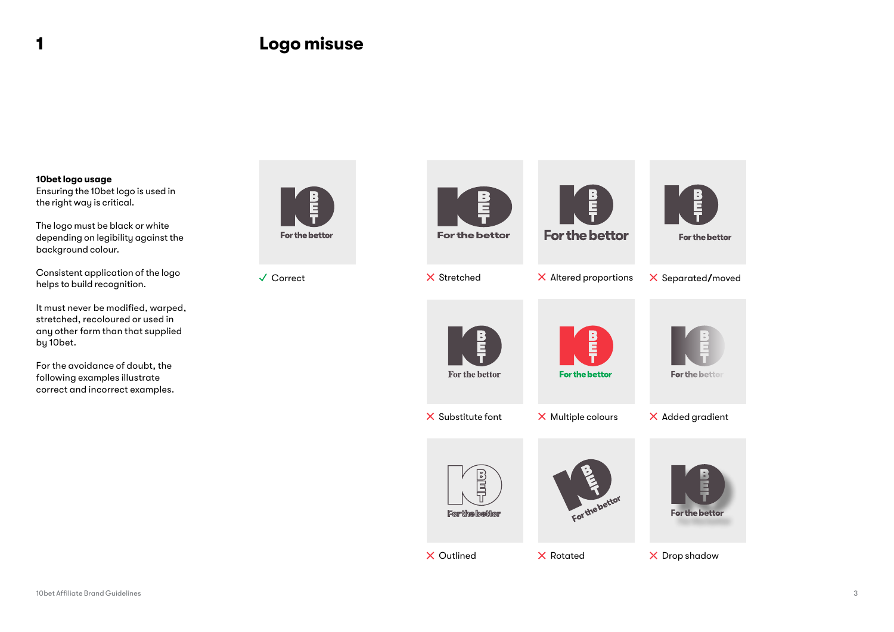1

# Logo misuse

**10bet logo usage**
Ensuring the 10bet logo is used in the right way is critical.

The logo must be black or white depending on legibility against the background colour.

Consistent application of the logo helps to build recognition.

It must never be modified, warped, stretched, recoloured or used in any other form than that supplied by 10bet.

For the avoidance of doubt, the following examples illustrate correct and incorrect examples.

✓ Correct

✗ Stretched

✗ Altered proportions

✗ Separated/moved

✗ Substitute font

✗ Multiple colours

✗ Added gradient

✗ Outlined

✗ Rotated

✗ Drop shadow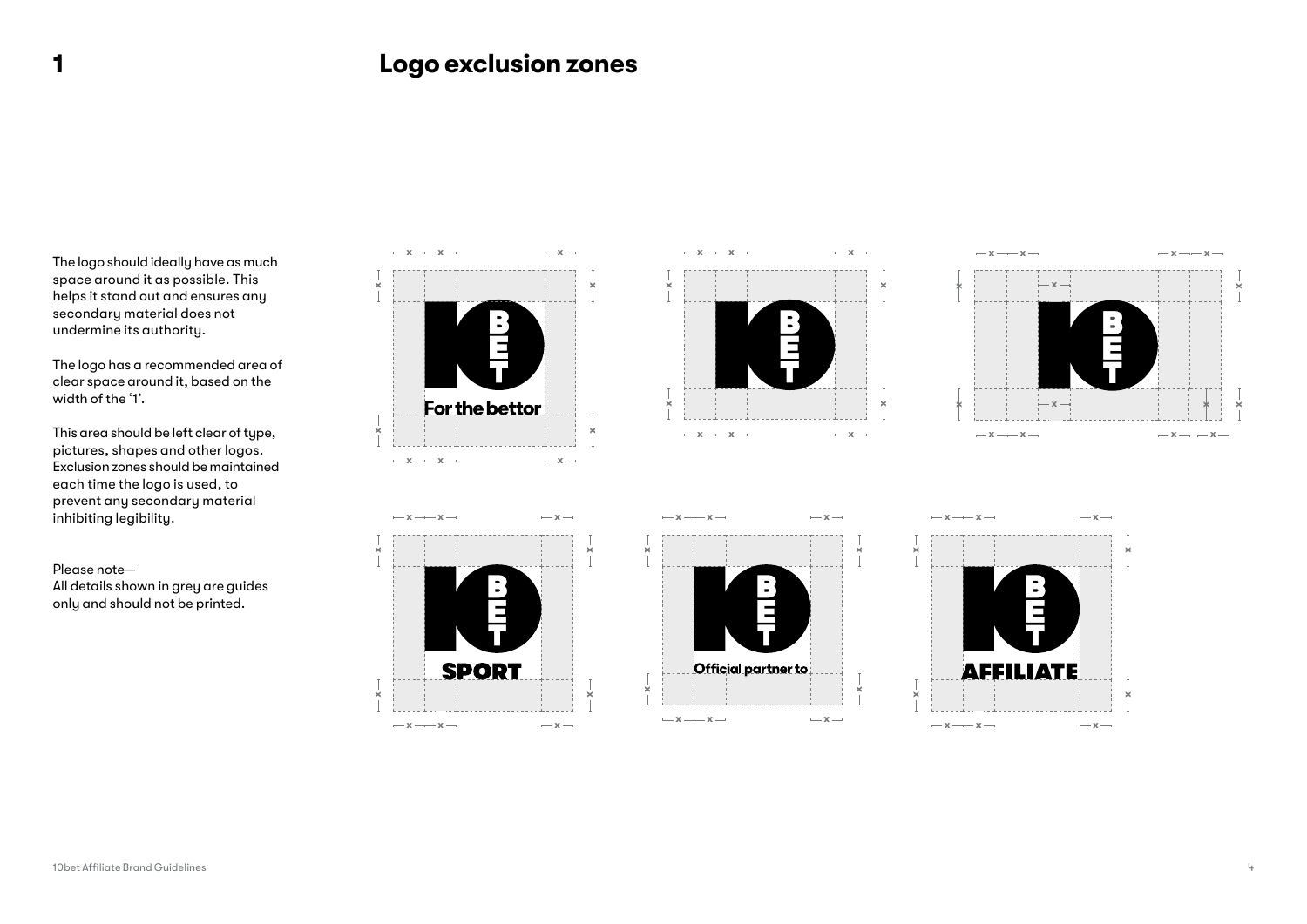# 1 Logo exclusion zones

The logo should ideally have as much space around it as possible. This helps it stand out and ensures any secondary material does not undermine its authority.

The logo has a recommended area of clear space around it, based on the width of the '1'.

This area should be left clear of type, pictures, shapes and other logos. Exclusion zones should be maintained each time the logo is used, to prevent any secondary material inhibiting legibility.

Please note—
All details shown in grey are guides only and should not be printed.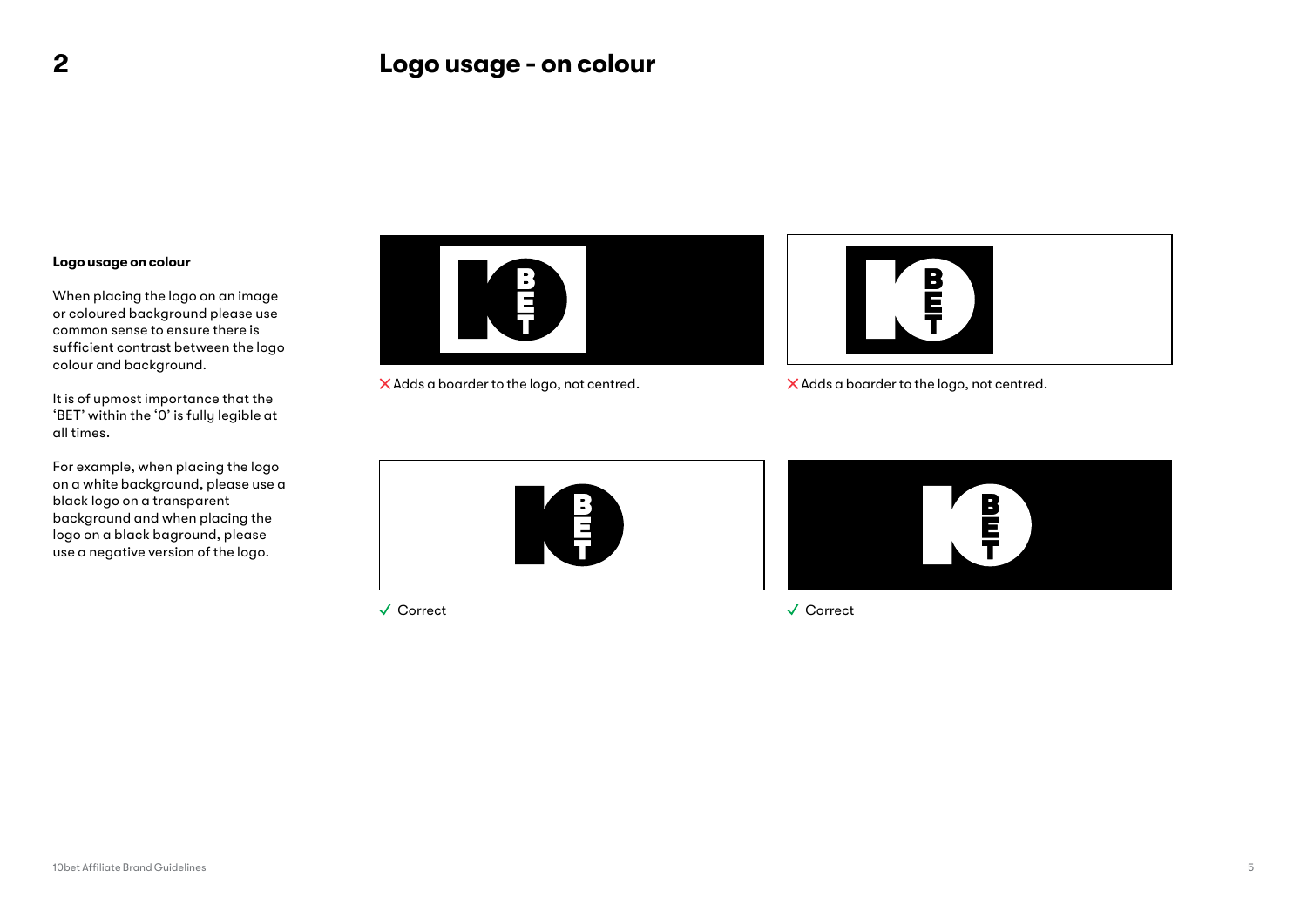# 2 Logo usage - on colour

**Logo usage on colour**

When placing the logo on an image or coloured background please use common sense to ensure there is sufficient contrast between the logo colour and background.

It is of upmost importance that the 'BET' within the '0' is fully legible at all times.

For example, when placing the logo on a white background, please use a black logo on a transparent background and when placing the logo on a black baground, please use a negative version of the logo.

✕ Adds a boarder to the logo, not centred.

✕ Adds a boarder to the logo, not centred.

✓ Correct

✓ Correct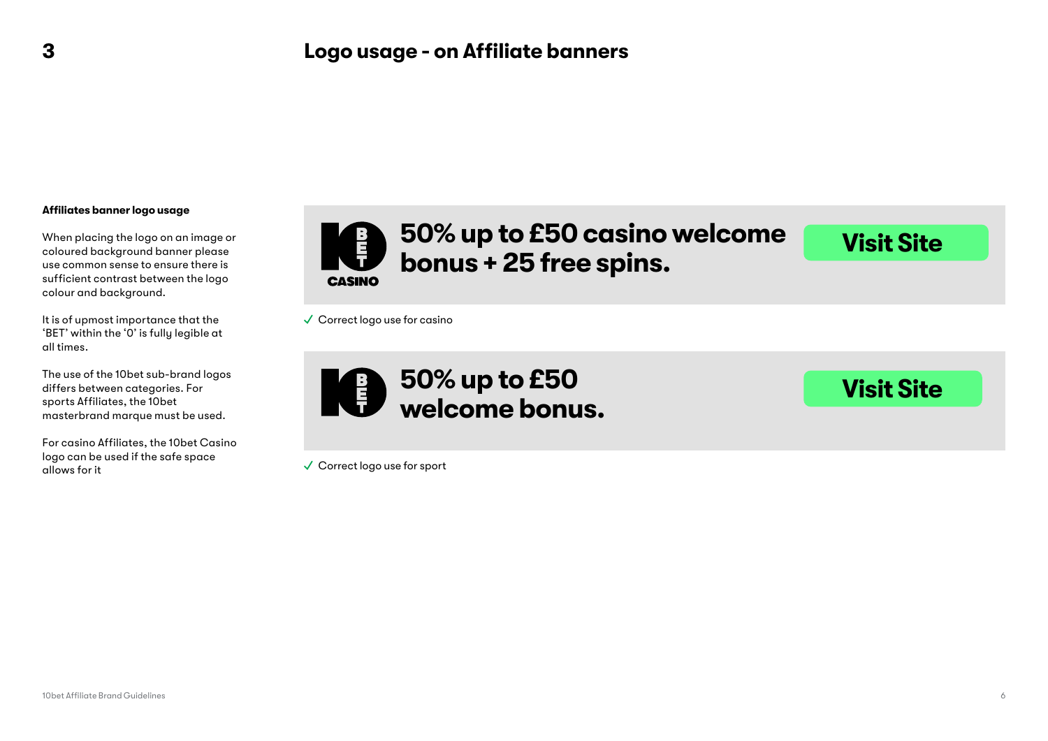## 3 Logo usage - on Affiliate banners

**Affiliates banner logo usage**

When placing the logo on an image or coloured background banner please use common sense to ensure there is sufficient contrast between the logo colour and background.

It is of upmost importance that the 'BET' within the '0' is fully legible at all times.

The use of the 10bet sub-brand logos differs between categories. For sports Affiliates, the 10bet masterbrand marque must be used.

For casino Affiliates, the 10bet Casino logo can be used if the safe space allows for it

10 BET CASINO

50% up to £50 casino welcome bonus + 25 free spins.

Visit Site

✓ Correct logo use for casino

10 BET

50% up to £50 welcome bonus.

Visit Site

✓ Correct logo use for sport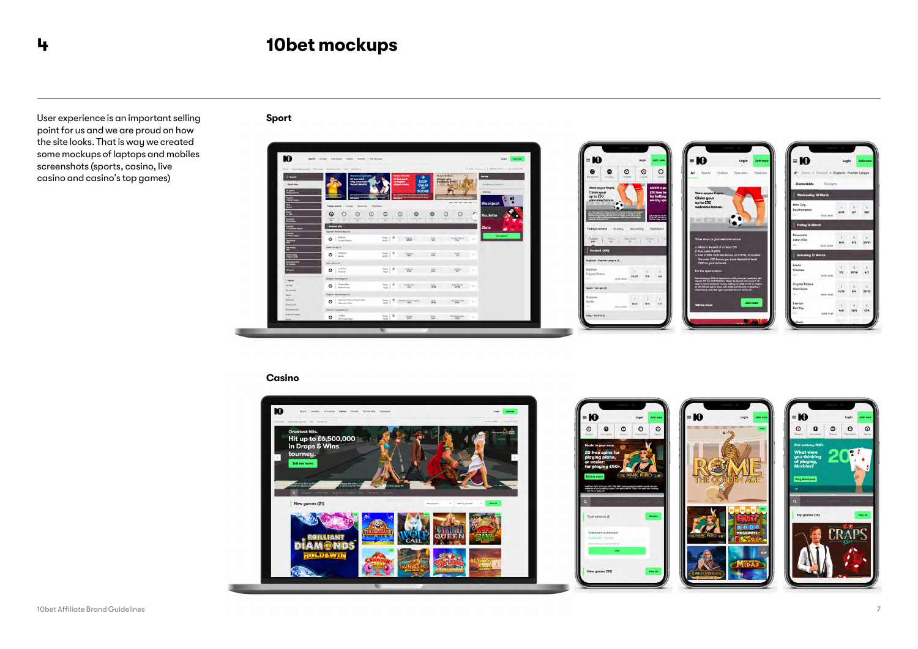4

# 10bet mockups

User experience is an important selling point for us and we are proud on how the site looks. That is way we created some mockups of laptops and mobiles screenshots (sports, casino, live casino and casino's top games)

## Sport

## Casino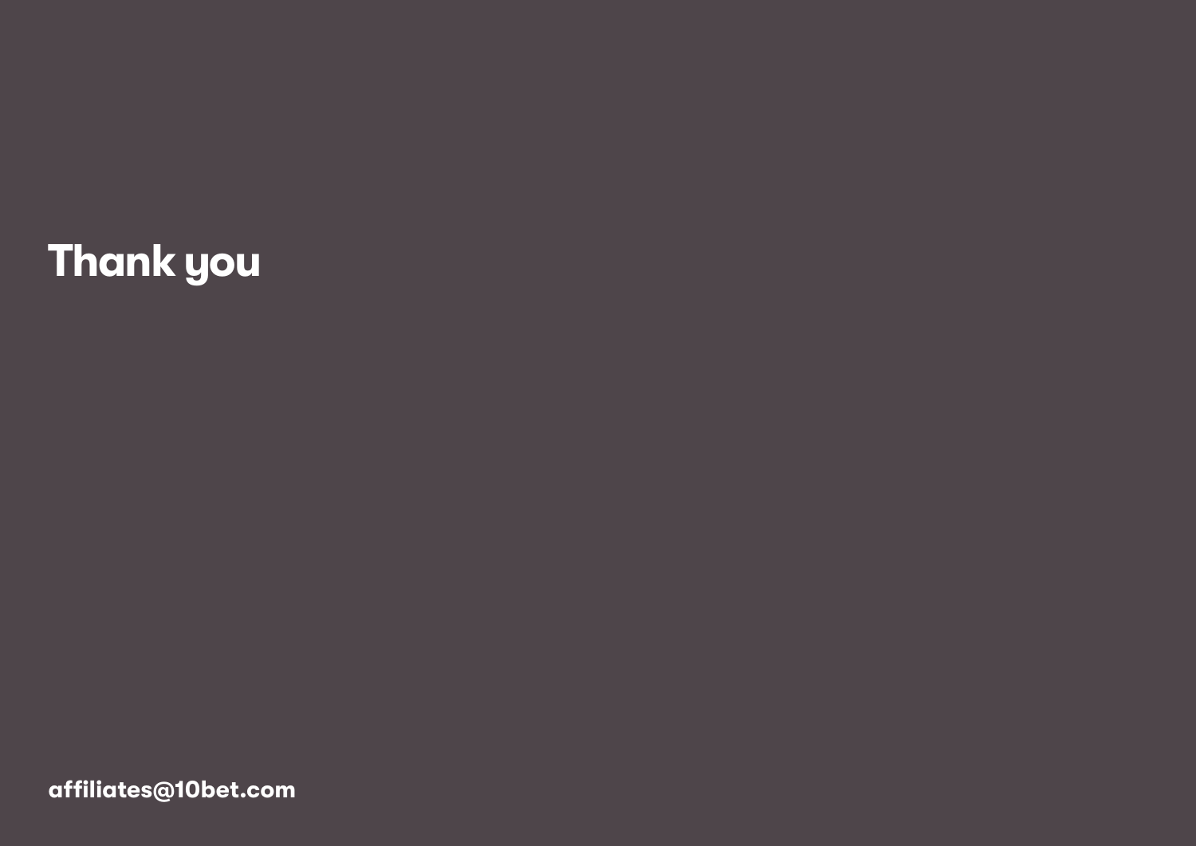# Thank you

**affiliates@10bet.com**